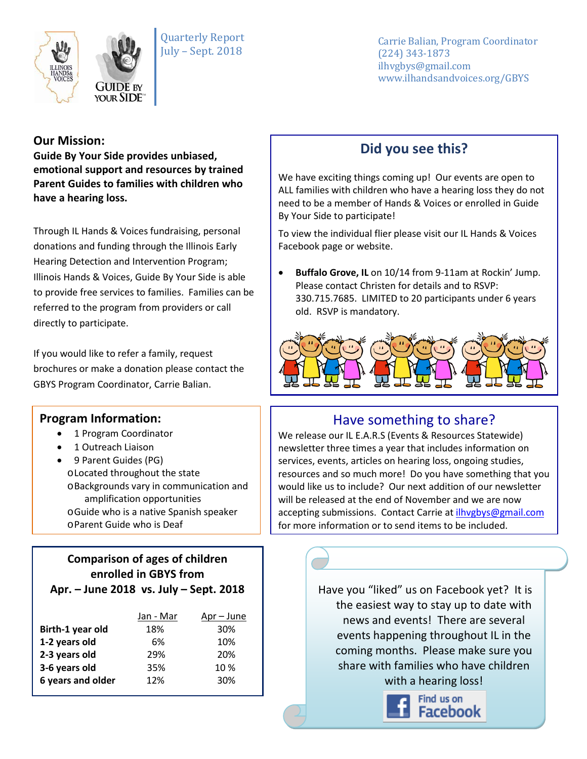Quarterly Report
July – Sept. 2018

Carrie Balian, Program Coordinator
(224) 343-1873
ilhvgbys@gmail.com
www.ilhandsandvoices.org/GBYS

## Our Mission:

**Guide By Your Side provides unbiased, emotional support and resources by trained Parent Guides to families with children who have a hearing loss.**

Through IL Hands & Voices fundraising, personal donations and funding through the Illinois Early Hearing Detection and Intervention Program; Illinois Hands & Voices, Guide By Your Side is able to provide free services to families. Families can be referred to the program from providers or call directly to participate.

If you would like to refer a family, request brochures or make a donation please contact the GBYS Program Coordinator, Carrie Balian.

## Program Information:

- 1 Program Coordinator
- 1 Outreach Liaison
- 9 Parent Guides (PG)
  - Located throughout the state
  - Backgrounds vary in communication and amplification opportunities
  - Guide who is a native Spanish speaker
  - Parent Guide who is Deaf

**Comparison of ages of children enrolled in GBYS from Apr. – June 2018 vs. July – Sept. 2018**

| | Jan - Mar | Apr – June |
|---|---|---|
| **Birth-1 year old** | 18% | 30% |
| **1-2 years old** | 6% | 10% |
| **2-3 years old** | 29% | 20% |
| **3-6 years old** | 35% | 10 % |
| **6 years and older** | 12% | 30% |

## Did you see this?

We have exciting things coming up! Our events are open to ALL families with children who have a hearing loss they do not need to be a member of Hands & Voices or enrolled in Guide By Your Side to participate!

To view the individual flier please visit our IL Hands & Voices Facebook page or website.

- **Buffalo Grove, IL** on 10/14 from 9-11am at Rockin' Jump. Please contact Christen for details and to RSVP: 330.715.7685. LIMITED to 20 participants under 6 years old. RSVP is mandatory.

## Have something to share?

We release our IL E.A.R.S (Events & Resources Statewide) newsletter three times a year that includes information on services, events, articles on hearing loss, ongoing studies, resources and so much more! Do you have something that you would like us to include? Our next addition of our newsletter will be released at the end of November and we are now accepting submissions. Contact Carrie at ilhvgbys@gmail.com for more information or to send items to be included.

Have you "liked" us on Facebook yet? It is the easiest way to stay up to date with news and events! There are several events happening throughout IL in the coming months. Please make sure you share with families who have children with a hearing loss!

Find us on Facebook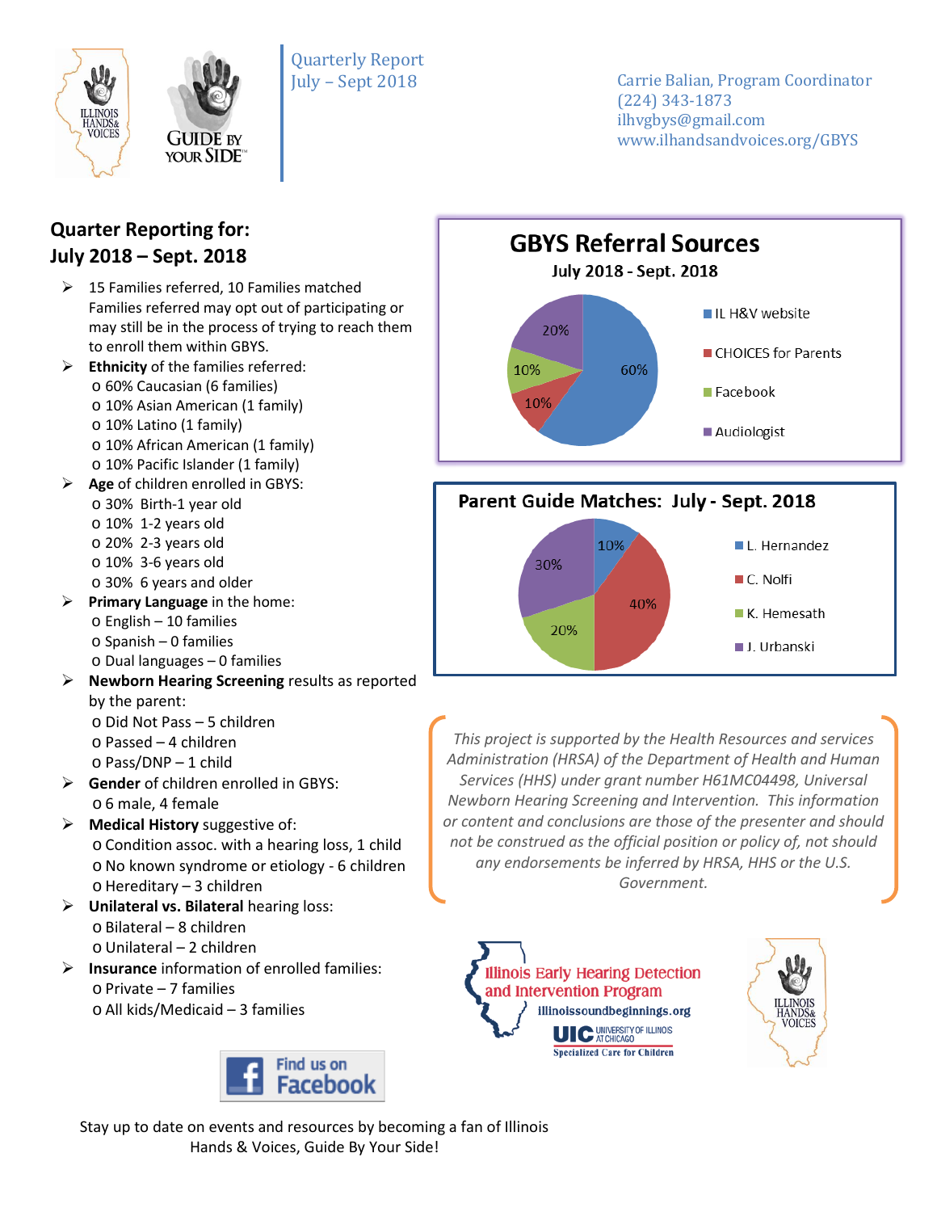Quarterly Report
July – Sept 2018

Carrie Balian, Program Coordinator
(224) 343-1873
ilhvgbys@gmail.com
www.ilhandsandvoices.org/GBYS

## Quarter Reporting for: July 2018 – Sept. 2018

- 15 Families referred, 10 Families matched
  Families referred may opt out of participating or may still be in the process of trying to reach them to enroll them within GBYS.
- **Ethnicity** of the families referred:
  - 60% Caucasian (6 families)
  - 10% Asian American (1 family)
  - 10% Latino (1 family)
  - 10% African American (1 family)
  - 10% Pacific Islander (1 family)
- **Age** of children enrolled in GBYS:
  - 30% Birth-1 year old
  - 10% 1-2 years old
  - 20% 2-3 years old
  - 10% 3-6 years old
  - 30% 6 years and older
- **Primary Language** in the home:
  - English – 10 families
  - Spanish – 0 families
  - Dual languages – 0 families
- **Newborn Hearing Screening** results as reported by the parent:
  - Did Not Pass – 5 children
  - Passed – 4 children
  - Pass/DNP – 1 child
- **Gender** of children enrolled in GBYS:
  - 6 male, 4 female
- **Medical History** suggestive of:
  - Condition assoc. with a hearing loss, 1 child
  - No known syndrome or etiology - 6 children
  - Hereditary – 3 children
- **Unilateral vs. Bilateral** hearing loss:
  - Bilateral – 8 children
  - Unilateral – 2 children
- **Insurance** information of enrolled families:
  - Private – 7 families
  - All kids/Medicaid – 3 families

**GBYS Referral Sources**
July 2018 - Sept. 2018

60%
10%
10%
20%

IL H&V website
CHOICES for Parents
Facebook
Audiologist

**Parent Guide Matches: July - Sept. 2018**

10%
40%
20%
30%

L. Hernandez
C. Nolfi
K. Hemesath
J. Urbanski

*This project is supported by the Health Resources and services Administration (HRSA) of the Department of Health and Human Services (HHS) under grant number H61MC04498, Universal Newborn Hearing Screening and Intervention. This information or content and conclusions are those of the presenter and should not be construed as the official position or policy of, not should any endorsements be inferred by HRSA, HHS or the U.S. Government.*

Illinois Early Hearing Detection and Intervention Program
illinoissoundbeginnings.org
UIC University of Illinois at Chicago
Specialized Care for Children

Find us on Facebook

Stay up to date on events and resources by becoming a fan of Illinois Hands & Voices, Guide By Your Side!